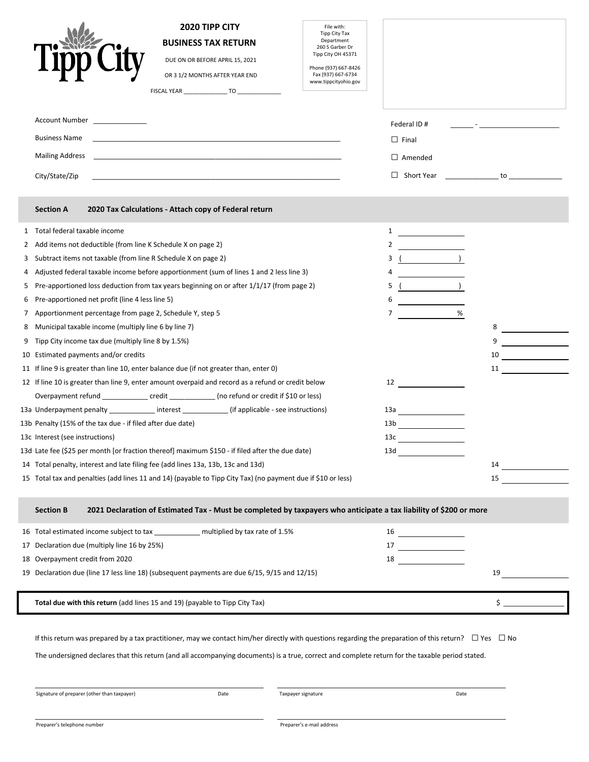# 2020 TIPP CITY

## BUSINESS TAX RETURN

DUE ON OR BEFORE APRIL 15, 2021

OR 3 1/2 MONTHS AFTER YEAR END

FISCAL YEAR _____________ TO _____________

File with:
Tipp City Tax Department
260 S Garber Dr
Tipp City OH 45371

Phone (937) 667-8426
Fax (937) 667-6734
www.tippcityohio.gov

Account Number _____________

Business Name _____________

Mailing Address _____________

City/State/Zip _____________

Federal ID # ______ - ____________________

☐ Final

☐ Amended

☐ Short Year _____________ to _____________

## Section A 2020 Tax Calculations - Attach copy of Federal return

| | | | |
|---|---|---|---|
| 1 | Total federal taxable income | 1 | |
| 2 | Add items not deductible (from line K Schedule X on page 2) | 2 | |
| 3 | Subtract items not taxable (from line R Schedule X on page 2) | 3 ( ) | |
| 4 | Adjusted federal taxable income before apportionment (sum of lines 1 and 2 less line 3) | 4 | |
| 5 | Pre-apportioned loss deduction from tax years beginning on or after 1/1/17 (from page 2) | 5 ( ) | |
| 6 | Pre-apportioned net profit (line 4 less line 5) | 6 | |
| 7 | Apportionment percentage from page 2, Schedule Y, step 5 | 7 % | |
| 8 | Municipal taxable income (multiply line 6 by line 7) | | 8 |
| 9 | Tipp City income tax due (multiply line 8 by 1.5%) | | 9 |
| 10 | Estimated payments and/or credits | | 10 |
| 11 | If line 9 is greater than line 10, enter balance due (if not greater than, enter 0) | | 11 |
| 12 | If line 10 is greater than line 9, enter amount overpaid and record as a refund or credit below | 12 | |
| | Overpayment refund ___________ credit ___________ (no refund or credit if $10 or less) | | |
| 13a | Underpayment penalty ___________ interest ___________ (if applicable - see instructions) | 13a | |
| 13b | Penalty (15% of the tax due - if filed after due date) | 13b | |
| 13c | Interest (see instructions) | 13c | |
| 13d | Late fee ($25 per month [or fraction thereof] maximum $150 - if filed after the due date) | 13d | |
| 14 | Total penalty, interest and late filing fee (add lines 13a, 13b, 13c and 13d) | | 14 |
| 15 | Total tax and penalties (add lines 11 and 14) (payable to Tipp City Tax) (no payment due if $10 or less) | | 15 |

## Section B 2021 Declaration of Estimated Tax - Must be completed by taxpayers who anticipate a tax liability of $200 or more

| | | | |
|---|---|---|---|
| 16 | Total estimated income subject to tax ___________ multiplied by tax rate of 1.5% | 16 | |
| 17 | Declaration due (multiply line 16 by 25%) | 17 | |
| 18 | Overpayment credit from 2020 | 18 | |
| 19 | Declaration due (line 17 less line 18) (subsequent payments are due 6/15, 9/15 and 12/15) | | 19 |

**Total due with this return** (add lines 15 and 19) (payable to Tipp City Tax) $ _____________

If this return was prepared by a tax practitioner, may we contact him/her directly with questions regarding the preparation of this return? ☐ Yes ☐ No

The undersigned declares that this return (and all accompanying documents) is a true, correct and complete return for the taxable period stated.

_________________________________ Signature of preparer (other than taxpayer) Date

_________________________________ Taxpayer signature Date

_________________________________ Preparer's telephone number

_________________________________ Preparer's e-mail address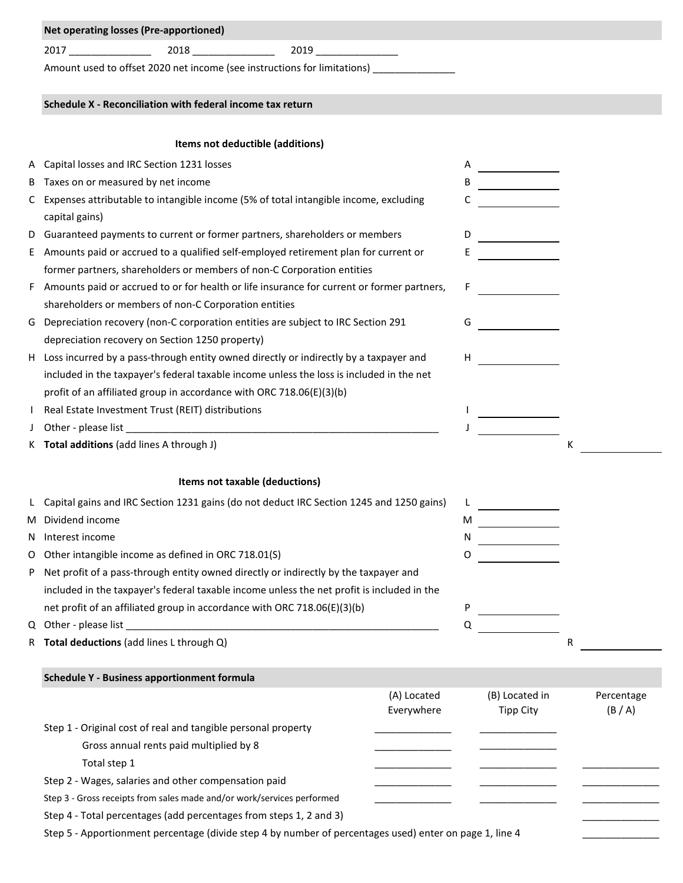## Net operating losses (Pre-apportioned)

2017 ______________ 2018 ______________ 2019 ______________

Amount used to offset 2020 net income (see instructions for limitations) ______________

## Schedule X - Reconciliation with federal income tax return

### Items not deductible (additions)

| | | | | | |
|---|---|---|---|---|---|
| A | Capital losses and IRC Section 1231 losses | A | ______ | | |
| B | Taxes on or measured by net income | B | ______ | | |
| C | Expenses attributable to intangible income (5% of total intangible income, excluding capital gains) | C | ______ | | |
| D | Guaranteed payments to current or former partners, shareholders or members | D | ______ | | |
| E | Amounts paid or accrued to a qualified self-employed retirement plan for current or former partners, shareholders or members of non-C Corporation entities | E | ______ | | |
| F | Amounts paid or accrued to or for health or life insurance for current or former partners, shareholders or members of non-C Corporation entities | F | ______ | | |
| G | Depreciation recovery (non-C corporation entities are subject to IRC Section 291 depreciation recovery on Section 1250 property) | G | ______ | | |
| H | Loss incurred by a pass-through entity owned directly or indirectly by a taxpayer and included in the taxpayer's federal taxable income unless the loss is included in the net profit of an affiliated group in accordance with ORC 718.06(E)(3)(b) | H | ______ | | |
| I | Real Estate Investment Trust (REIT) distributions | I | ______ | | |
| J | Other - please list ______________________________ | J | ______ | | |
| K | **Total additions** (add lines A through J) | | | K | ______ |

### Items not taxable (deductions)

| | | | | | |
|---|---|---|---|---|---|
| L | Capital gains and IRC Section 1231 gains (do not deduct IRC Section 1245 and 1250 gains) | L | ______ | | |
| M | Dividend income | M | ______ | | |
| N | Interest income | N | ______ | | |
| O | Other intangible income as defined in ORC 718.01(S) | O | ______ | | |
| P | Net profit of a pass-through entity owned directly or indirectly by the taxpayer and included in the taxpayer's federal taxable income unless the net profit is included in the net profit of an affiliated group in accordance with ORC 718.06(E)(3)(b) | P | ______ | | |
| Q | Other - please list ______________________________ | Q | ______ | | |
| R | **Total deductions** (add lines L through Q) | | | R | ______ |

## Schedule Y - Business apportionment formula

| | (A) Located Everywhere | (B) Located in Tipp City | Percentage (B / A) |
|---|---|---|---|
| Step 1 - Original cost of real and tangible personal property | ______ | ______ | |
| Gross annual rents paid multiplied by 8 | ______ | ______ | |
| Total step 1 | ______ | ______ | ______ |
| Step 2 - Wages, salaries and other compensation paid | ______ | ______ | ______ |
| Step 3 - Gross receipts from sales made and/or work/services performed | ______ | ______ | ______ |
| Step 4 - Total percentages (add percentages from steps 1, 2 and 3) | | | ______ |
| Step 5 - Apportionment percentage (divide step 4 by number of percentages used) enter on page 1, line 4 | | | ______ |